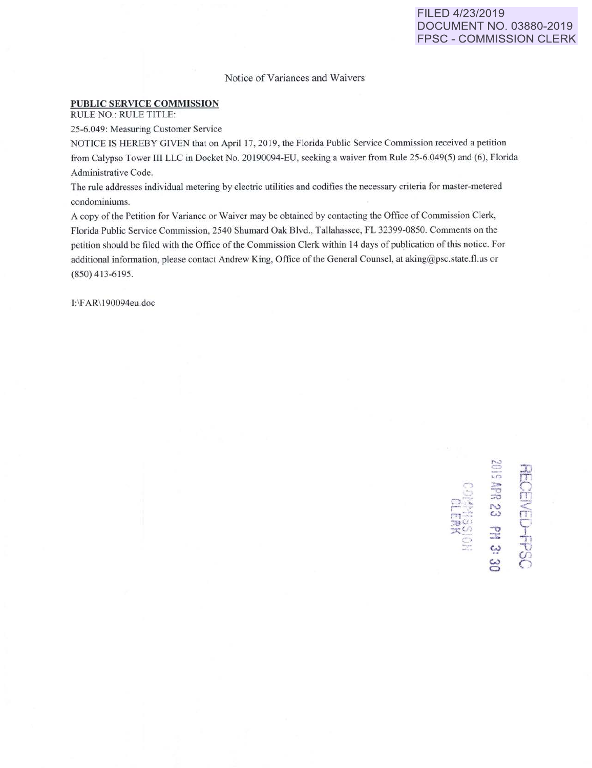FILED 4/23/2019
DOCUMENT NO. 03880-2019
FPSC - COMMISSION CLERK

Notice of Variances and Waivers

**PUBLIC SERVICE COMMISSION**

RULE NO.: RULE TITLE:

25-6.049: Measuring Customer Service

NOTICE IS HEREBY GIVEN that on April 17, 2019, the Florida Public Service Commission received a petition from Calypso Tower III LLC in Docket No. 20190094-EU, seeking a waiver from Rule 25-6.049(5) and (6), Florida Administrative Code.

The rule addresses individual metering by electric utilities and codifies the necessary criteria for master-metered condominiums.

A copy of the Petition for Variance or Waiver may be obtained by contacting the Office of Commission Clerk, Florida Public Service Commission, 2540 Shumard Oak Blvd., Tallahassee, FL 32399-0850. Comments on the petition should be filed with the Office of the Commission Clerk within 14 days of publication of this notice. For additional information, please contact Andrew King, Office of the General Counsel, at aking@psc.state.fl.us or (850) 413-6195.

I:\FAR\190094eu.doc

RECEIVED-FPSC
2019 APR 23 PM 3:30
COMMISSION CLERK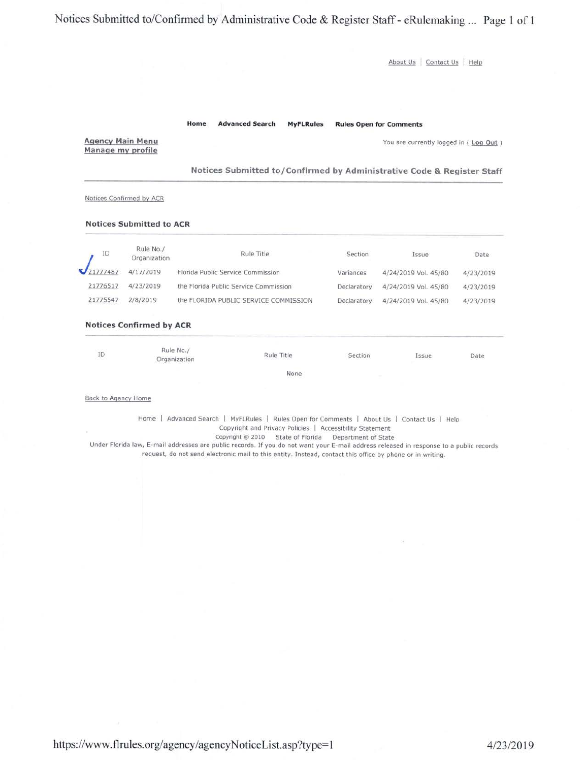About Us | Contact Us | Help

**Home** **Advanced Search** **MyFLRules** **Rules Open for Comments**

**Agency Main Menu**
**Manage my profile**

You are currently logged in ( **Log Out** )

### Notices Submitted to/Confirmed by Administrative Code & Register Staff

Notices Confirmed by ACR

#### Notices Submitted to ACR

| ID | Rule No./ Organization | Rule Title | Section | Issue | Date |
|---|---|---|---|---|---|
| 21777487 | 4/17/2019 | Florida Public Service Commission | Variances | 4/24/2019 Vol. 45/80 | 4/23/2019 |
| 21776517 | 4/23/2019 | the Florida Public Service Commission | Declaratory | 4/24/2019 Vol. 45/80 | 4/23/2019 |
| 21775547 | 2/8/2019 | the FLORIDA PUBLIC SERVICE COMMISSION | Declaratory | 4/24/2019 Vol. 45/80 | 4/23/2019 |

#### Notices Confirmed by ACR

| ID | Rule No./ Organization | Rule Title | Section | Issue | Date |
|---|---|---|---|---|---|
| | | None | | | |

Back to Agency Home

Home | Advanced Search | MyFLRules | Rules Open for Comments | About Us | Contact Us | Help
Copyright and Privacy Policies | Accessibility Statement
Copyright @ 2010 State of Florida Department of State
Under Florida law, E-mail addresses are public records. If you do not want your E-mail address released in response to a public records request, do not send electronic mail to this entity. Instead, contact this office by phone or in writing.

https://www.flrules.org/agency/agencyNoticeList.asp?type=1 4/23/2019